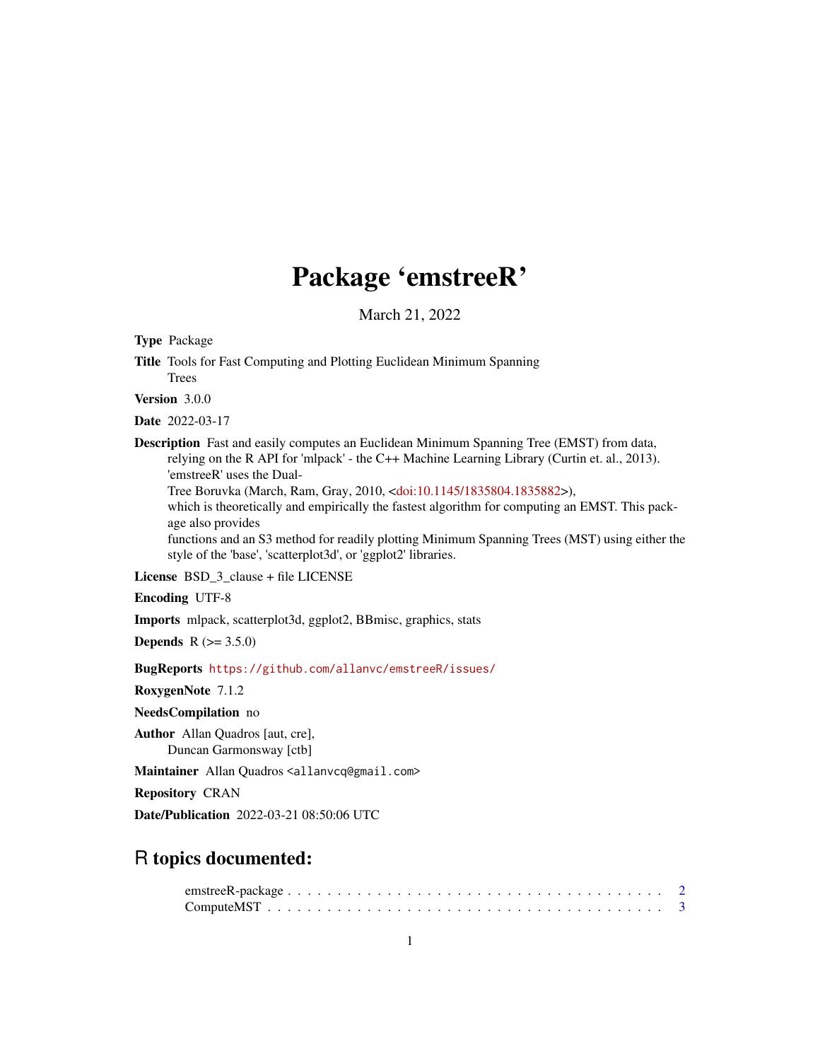# Package 'emstreeR'

March 21, 2022

**Type** Package

**Title** Tools for Fast Computing and Plotting Euclidean Minimum Spanning Trees

**Version** 3.0.0

**Date** 2022-03-17

**Description** Fast and easily computes an Euclidean Minimum Spanning Tree (EMST) from data, relying on the R API for 'mlpack' - the C++ Machine Learning Library (Curtin et. al., 2013). 'emstreeR' uses the Dual-Tree Boruvka (March, Ram, Gray, 2010, <doi:10.1145/1835804.1835882>), which is theoretically and empirically the fastest algorithm for computing an EMST. This package also provides functions and an S3 method for readily plotting Minimum Spanning Trees (MST) using either the style of the 'base', 'scatterplot3d', or 'ggplot2' libraries.

**License** BSD_3_clause + file LICENSE

**Encoding** UTF-8

**Imports** mlpack, scatterplot3d, ggplot2, BBmisc, graphics, stats

**Depends** R (>= 3.5.0)

**BugReports** https://github.com/allanvc/emstreeR/issues/

**RoxygenNote** 7.1.2

**NeedsCompilation** no

**Author** Allan Quadros [aut, cre], Duncan Garmonsway [ctb]

**Maintainer** Allan Quadros <allanvcq@gmail.com>

**Repository** CRAN

**Date/Publication** 2022-03-21 08:50:06 UTC

## R topics documented:

emstreeR-package . . . . . . . . . . . . . . . . . . . . . . . . . . . . . . . . . . . . 2
ComputeMST . . . . . . . . . . . . . . . . . . . . . . . . . . . . . . . . . . . . . . 3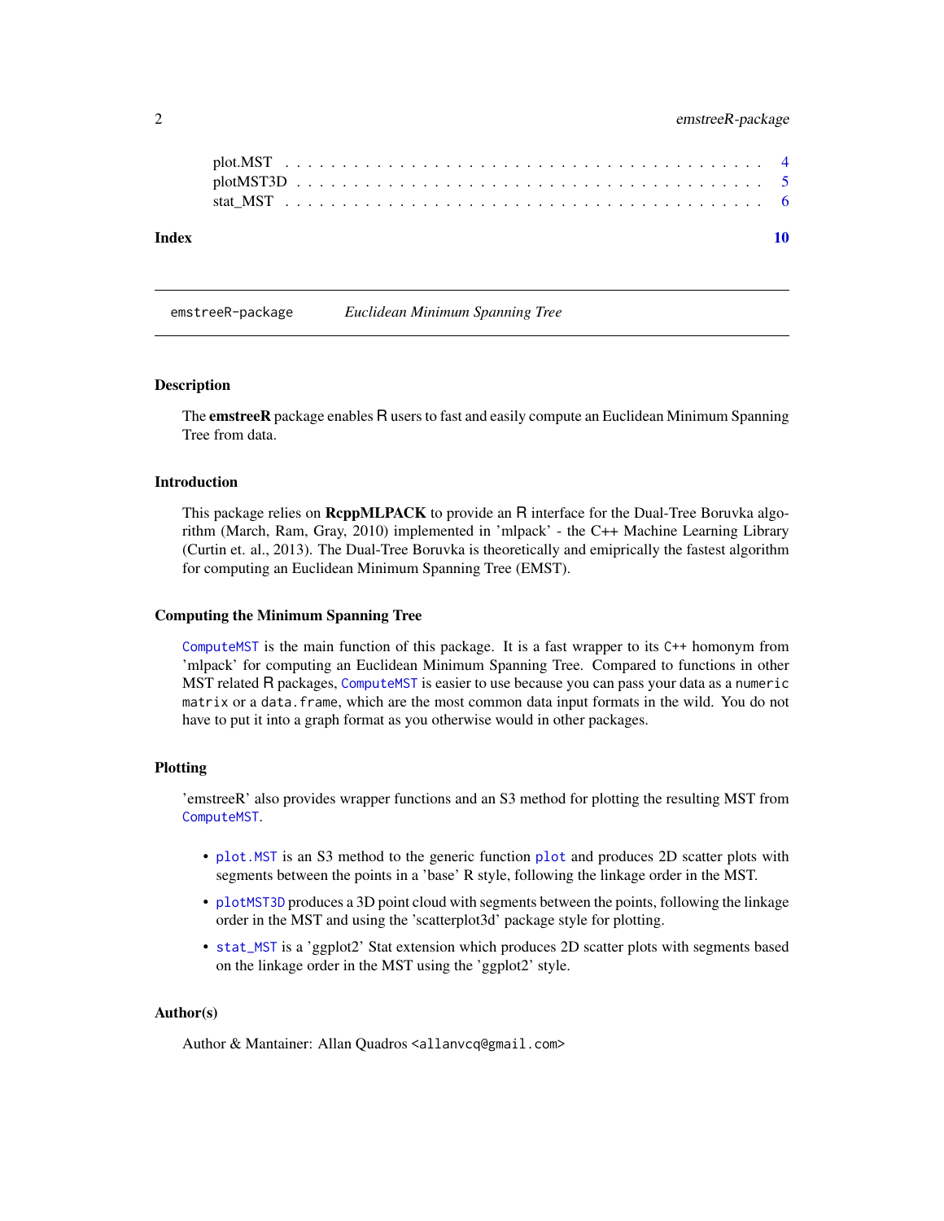plot.MST . . . . . . . . . . . . . . . . . . . . . . . . . . . . . . . . . . . . . 4
plotMST3D . . . . . . . . . . . . . . . . . . . . . . . . . . . . . . . . . . . . 5
stat_MST . . . . . . . . . . . . . . . . . . . . . . . . . . . . . . . . . . . . . 6

**Index** **10**

---

`emstreeR-package` *Euclidean Minimum Spanning Tree*

---

### Description

The **emstreeR** package enables R users to fast and easily compute an Euclidean Minimum Spanning Tree from data.

### Introduction

This package relies on **RcppMLPACK** to provide an R interface for the Dual-Tree Boruvka algorithm (March, Ram, Gray, 2010) implemented in 'mlpack' - the C++ Machine Learning Library (Curtin et. al., 2013). The Dual-Tree Boruvka is theoretically and emiprically the fastest algorithm for computing an Euclidean Minimum Spanning Tree (EMST).

### Computing the Minimum Spanning Tree

`ComputeMST` is the main function of this package. It is a fast wrapper to its `C++` homonym from 'mlpack' for computing an Euclidean Minimum Spanning Tree. Compared to functions in other MST related R packages, `ComputeMST` is easier to use because you can pass your data as a `numeric matrix` or a `data.frame`, which are the most common data input formats in the wild. You do not have to put it into a graph format as you otherwise would in other packages.

### Plotting

'emstreeR' also provides wrapper functions and an S3 method for plotting the resulting MST from `ComputeMST`.

- `plot.MST` is an S3 method to the generic function `plot` and produces 2D scatter plots with segments between the points in a 'base' R style, following the linkage order in the MST.
- `plotMST3D` produces a 3D point cloud with segments between the points, following the linkage order in the MST and using the 'scatterplot3d' package style for plotting.
- `stat_MST` is a 'ggplot2' Stat extension which produces 2D scatter plots with segments based on the linkage order in the MST using the 'ggplot2' style.

### Author(s)

Author & Mantainer: Allan Quadros <allanvcq@gmail.com>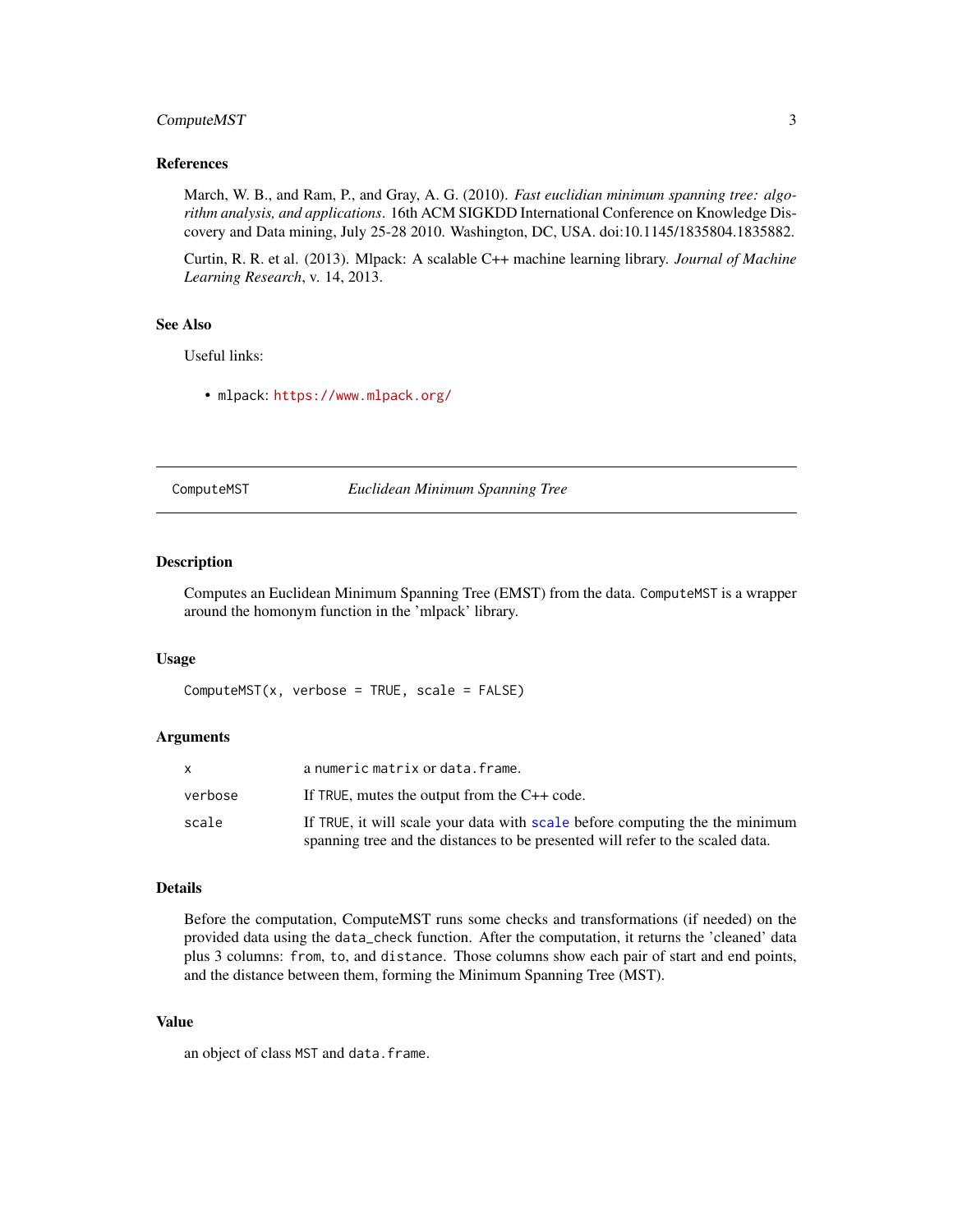### References

March, W. B., and Ram, P., and Gray, A. G. (2010). *Fast euclidian minimum spanning tree: algorithm analysis, and applications*. 16th ACM SIGKDD International Conference on Knowledge Discovery and Data mining, July 25-28 2010. Washington, DC, USA. doi:10.1145/1835804.1835882.

Curtin, R. R. et al. (2013). Mlpack: A scalable C++ machine learning library. *Journal of Machine Learning Research*, v. 14, 2013.

### See Also

Useful links:

- `mlpack`: https://www.mlpack.org/

---

## ComputeMST — *Euclidean Minimum Spanning Tree*

### Description

Computes an Euclidean Minimum Spanning Tree (EMST) from the data. `ComputeMST` is a wrapper around the homonym function in the 'mlpack' library.

### Usage

```
ComputeMST(x, verbose = TRUE, scale = FALSE)
```

### Arguments

| | |
|---|---|
| `x` | a `numeric matrix` or `data.frame`. |
| `verbose` | If `TRUE`, mutes the output from the C++ code. |
| `scale` | If `TRUE`, it will scale your data with `scale` before computing the the minimum spanning tree and the distances to be presented will refer to the scaled data. |

### Details

Before the computation, ComputeMST runs some checks and transformations (if needed) on the provided data using the `data_check` function. After the computation, it returns the 'cleaned' data plus 3 columns: `from`, `to`, and `distance`. Those columns show each pair of start and end points, and the distance between them, forming the Minimum Spanning Tree (MST).

### Value

an object of class `MST` and `data.frame`.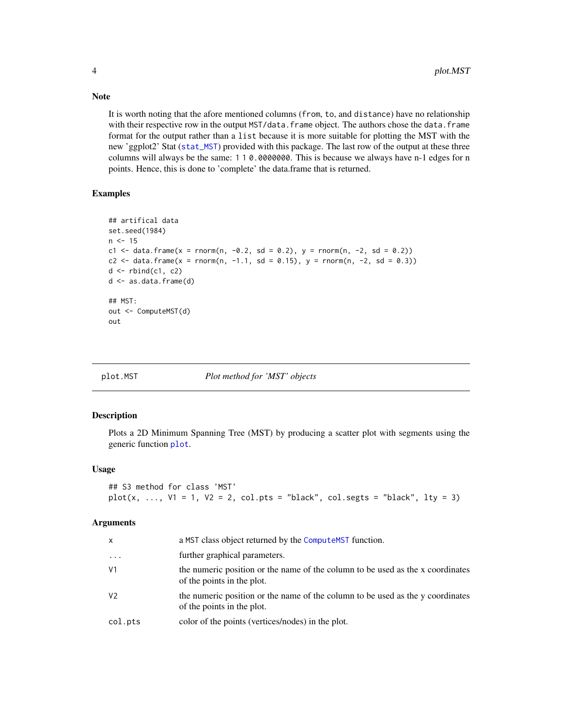### Note

It is worth noting that the afore mentioned columns (`from`, `to`, and `distance`) have no relationship with their respective row in the output `MST/data.frame` object. The authors chose the `data.frame` format for the output rather than a `list` because it is more suitable for plotting the MST with the new 'ggplot2' Stat (`stat_MST`) provided with this package. The last row of the output at these three columns will always be the same: `1 1 0.0000000`. This is because we always have n-1 edges for n points. Hence, this is done to 'complete' the data.frame that is returned.

### Examples

```
## artifical data
set.seed(1984)
n <- 15
c1 <- data.frame(x = rnorm(n, -0.2, sd = 0.2), y = rnorm(n, -2, sd = 0.2))
c2 <- data.frame(x = rnorm(n, -1.1, sd = 0.15), y = rnorm(n, -2, sd = 0.3))
d <- rbind(c1, c2)
d <- as.data.frame(d)

## MST:
out <- ComputeMST(d)
out
```

---

## plot.MST    *Plot method for 'MST' objects*

### Description

Plots a 2D Minimum Spanning Tree (MST) by producing a scatter plot with segments using the generic function `plot`.

### Usage

```
## S3 method for class 'MST'
plot(x, ..., V1 = 1, V2 = 2, col.pts = "black", col.segts = "black", lty = 3)
```

### Arguments

| | |
|---|---|
| `x` | a `MST` class object returned by the `ComputeMST` function. |
| `...` | further graphical parameters. |
| `V1` | the numeric position or the name of the column to be used as the x coordinates of the points in the plot. |
| `V2` | the numeric position or the name of the column to be used as the y coordinates of the points in the plot. |
| `col.pts` | color of the points (vertices/nodes) in the plot. |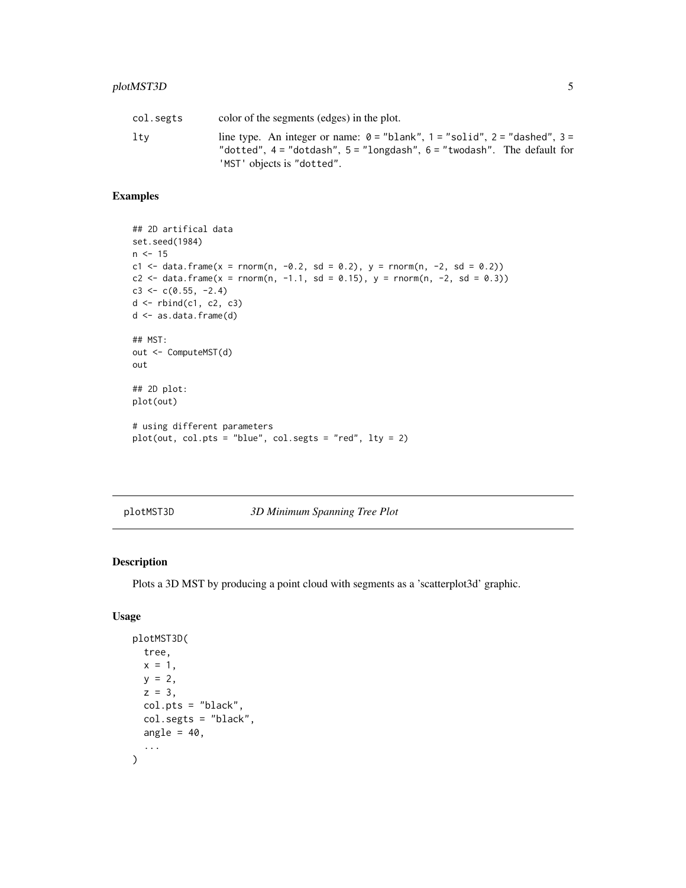| | |
|---|---|
| col.segts | color of the segments (edges) in the plot. |
| lty | line type. An integer or name: 0 = "blank", 1 = "solid", 2 = "dashed", 3 = "dotted", 4 = "dotdash", 5 = "longdash", 6 = "twodash". The default for 'MST' objects is "dotted". |

## Examples

```
## 2D artifical data
set.seed(1984)
n <- 15
c1 <- data.frame(x = rnorm(n, -0.2, sd = 0.2), y = rnorm(n, -2, sd = 0.2))
c2 <- data.frame(x = rnorm(n, -1.1, sd = 0.15), y = rnorm(n, -2, sd = 0.3))
c3 <- c(0.55, -2.4)
d <- rbind(c1, c2, c3)
d <- as.data.frame(d)

## MST:
out <- ComputeMST(d)
out

## 2D plot:
plot(out)

# using different parameters
plot(out, col.pts = "blue", col.segts = "red", lty = 2)
```

---

# plotMST3D — *3D Minimum Spanning Tree Plot*

## Description

Plots a 3D MST by producing a point cloud with segments as a 'scatterplot3d' graphic.

## Usage

```
plotMST3D(
  tree,
  x = 1,
  y = 2,
  z = 3,
  col.pts = "black",
  col.segts = "black",
  angle = 40,
  ...
)
```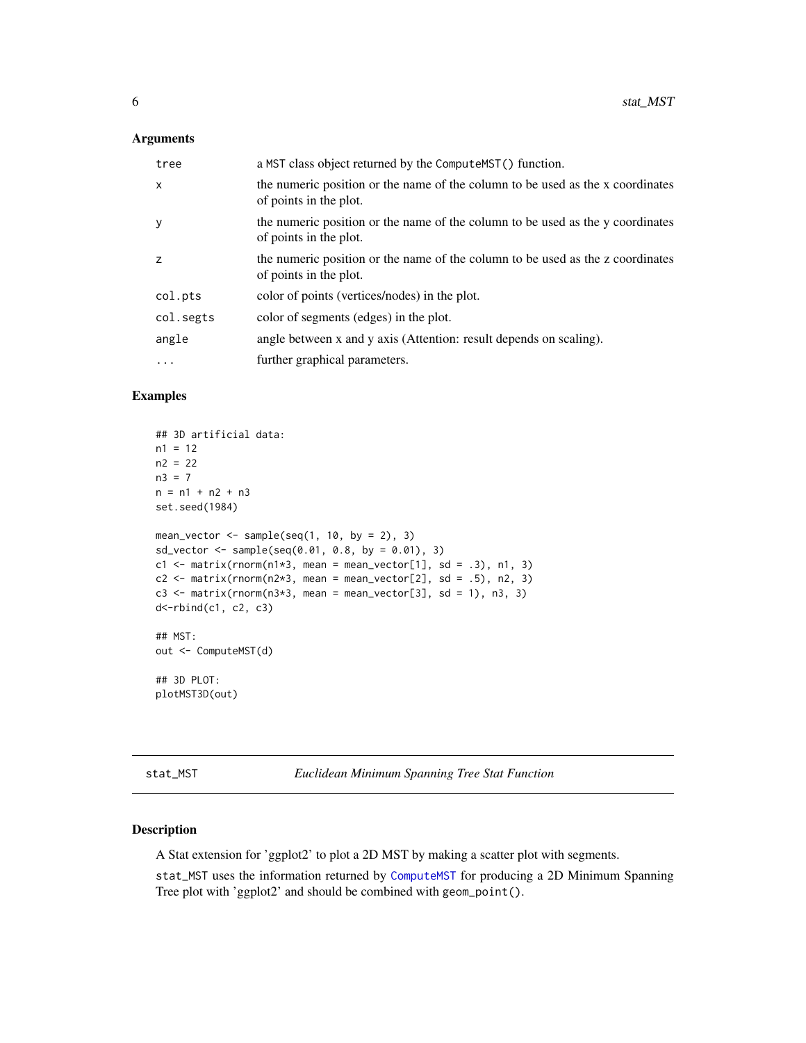### Arguments

| | |
|---|---|
| tree | a MST class object returned by the ComputeMST() function. |
| x | the numeric position or the name of the column to be used as the x coordinates of points in the plot. |
| y | the numeric position or the name of the column to be used as the y coordinates of points in the plot. |
| z | the numeric position or the name of the column to be used as the z coordinates of points in the plot. |
| col.pts | color of points (vertices/nodes) in the plot. |
| col.segts | color of segments (edges) in the plot. |
| angle | angle between x and y axis (Attention: result depends on scaling). |
| ... | further graphical parameters. |

### Examples

```
## 3D artificial data:
n1 = 12
n2 = 22
n3 = 7
n = n1 + n2 + n3
set.seed(1984)

mean_vector <- sample(seq(1, 10, by = 2), 3)
sd_vector <- sample(seq(0.01, 0.8, by = 0.01), 3)
c1 <- matrix(rnorm(n1*3, mean = mean_vector[1], sd = .3), n1, 3)
c2 <- matrix(rnorm(n2*3, mean = mean_vector[2], sd = .5), n2, 3)
c3 <- matrix(rnorm(n3*3, mean = mean_vector[3], sd = 1), n3, 3)
d<-rbind(c1, c2, c3)

## MST:
out <- ComputeMST(d)

## 3D PLOT:
plotMST3D(out)
```

---

## stat_MST — *Euclidean Minimum Spanning Tree Stat Function*

### Description

A Stat extension for 'ggplot2' to plot a 2D MST by making a scatter plot with segments.

stat_MST uses the information returned by ComputeMST for producing a 2D Minimum Spanning Tree plot with 'ggplot2' and should be combined with geom_point().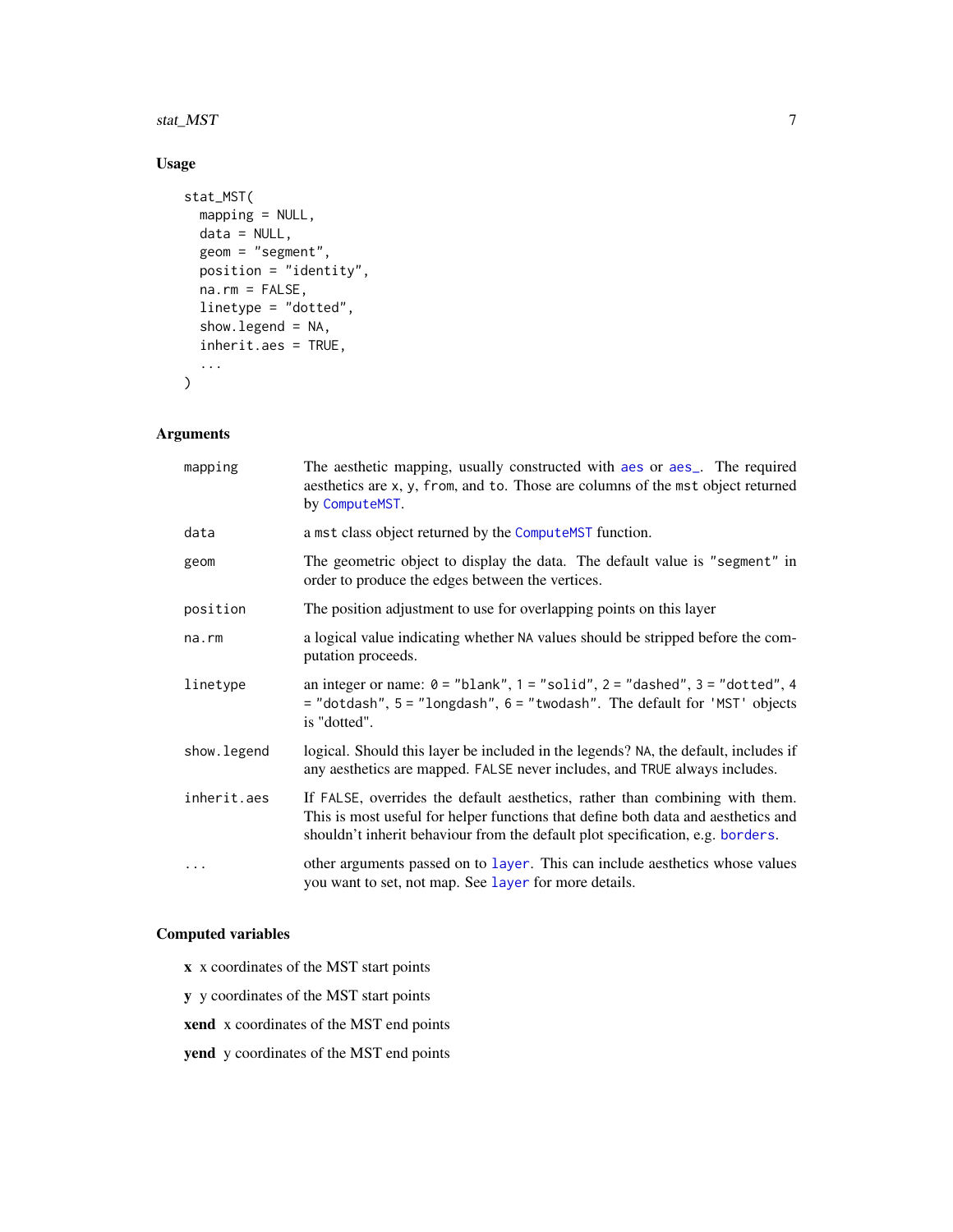## Usage

```
stat_MST(
  mapping = NULL,
  data = NULL,
  geom = "segment",
  position = "identity",
  na.rm = FALSE,
  linetype = "dotted",
  show.legend = NA,
  inherit.aes = TRUE,
  ...
)
```

## Arguments

| | |
|---|---|
| mapping | The aesthetic mapping, usually constructed with aes or aes_. The required aesthetics are x, y, from, and to. Those are columns of the mst object returned by ComputeMST. |
| data | a mst class object returned by the ComputeMST function. |
| geom | The geometric object to display the data. The default value is "segment" in order to produce the edges between the vertices. |
| position | The position adjustment to use for overlapping points on this layer |
| na.rm | a logical value indicating whether NA values should be stripped before the computation proceeds. |
| linetype | an integer or name: 0 = "blank", 1 = "solid", 2 = "dashed", 3 = "dotted", 4 = "dotdash", 5 = "longdash", 6 = "twodash". The default for 'MST' objects is "dotted". |
| show.legend | logical. Should this layer be included in the legends? NA, the default, includes if any aesthetics are mapped. FALSE never includes, and TRUE always includes. |
| inherit.aes | If FALSE, overrides the default aesthetics, rather than combining with them. This is most useful for helper functions that define both data and aesthetics and shouldn't inherit behaviour from the default plot specification, e.g. borders. |
| ... | other arguments passed on to layer. This can include aesthetics whose values you want to set, not map. See layer for more details. |

## Computed variables

**x** x coordinates of the MST start points

**y** y coordinates of the MST start points

**xend** x coordinates of the MST end points

**yend** y coordinates of the MST end points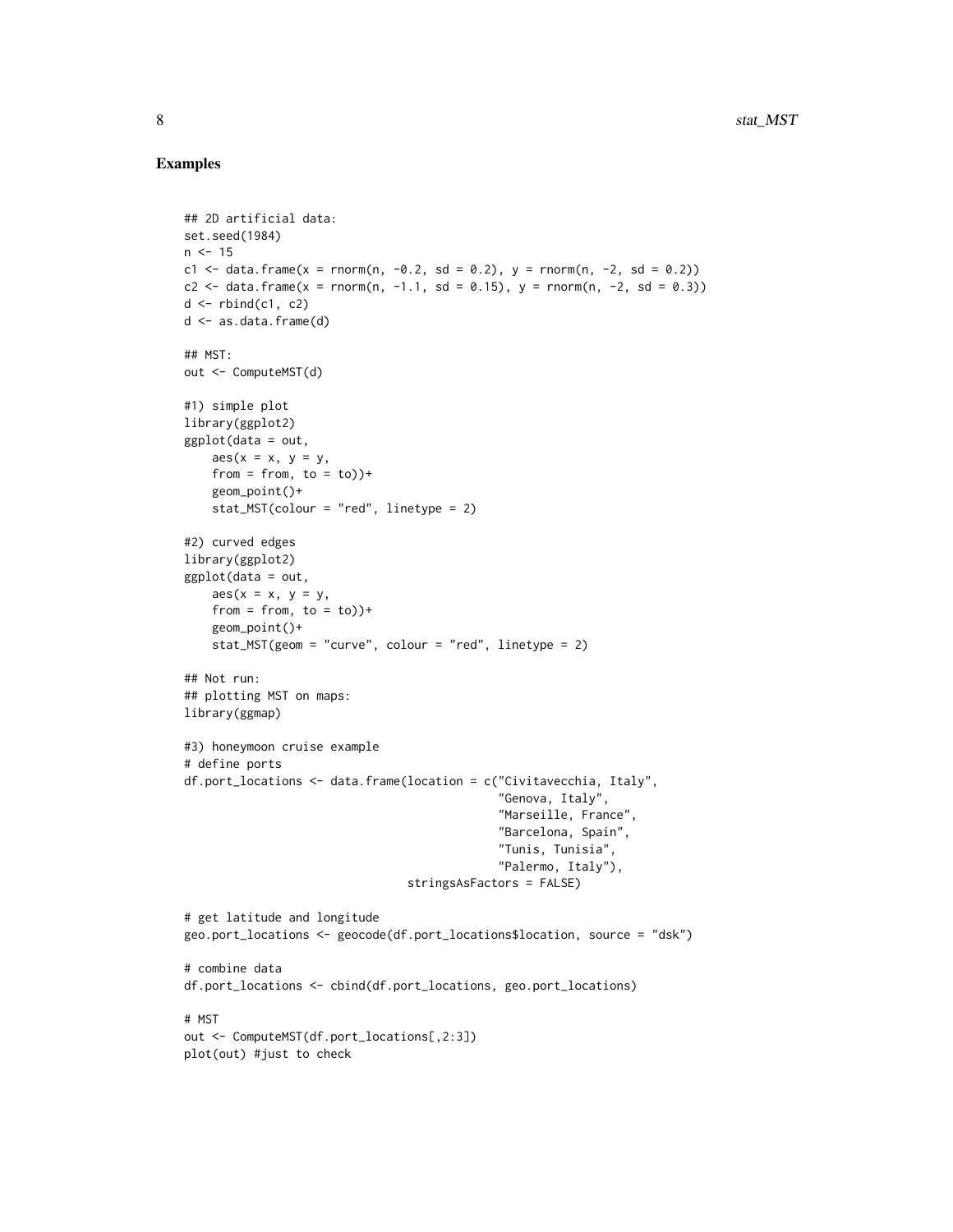## Examples

```
## 2D artificial data:
set.seed(1984)
n <- 15
c1 <- data.frame(x = rnorm(n, -0.2, sd = 0.2), y = rnorm(n, -2, sd = 0.2))
c2 <- data.frame(x = rnorm(n, -1.1, sd = 0.15), y = rnorm(n, -2, sd = 0.3))
d <- rbind(c1, c2)
d <- as.data.frame(d)

## MST:
out <- ComputeMST(d)

#1) simple plot
library(ggplot2)
ggplot(data = out,
    aes(x = x, y = y,
    from = from, to = to))+
    geom_point()+
    stat_MST(colour = "red", linetype = 2)

#2) curved edges
library(ggplot2)
ggplot(data = out,
    aes(x = x, y = y,
    from = from, to = to))+
    geom_point()+
    stat_MST(geom = "curve", colour = "red", linetype = 2)

## Not run:
## plotting MST on maps:
library(ggmap)

#3) honeymoon cruise example
# define ports
df.port_locations <- data.frame(location = c("Civitavecchia, Italy",
                                             "Genova, Italy",
                                             "Marseille, France",
                                             "Barcelona, Spain",
                                             "Tunis, Tunisia",
                                             "Palermo, Italy"),
                                stringsAsFactors = FALSE)

# get latitude and longitude
geo.port_locations <- geocode(df.port_locations$location, source = "dsk")

# combine data
df.port_locations <- cbind(df.port_locations, geo.port_locations)

# MST
out <- ComputeMST(df.port_locations[,2:3])
plot(out) #just to check
```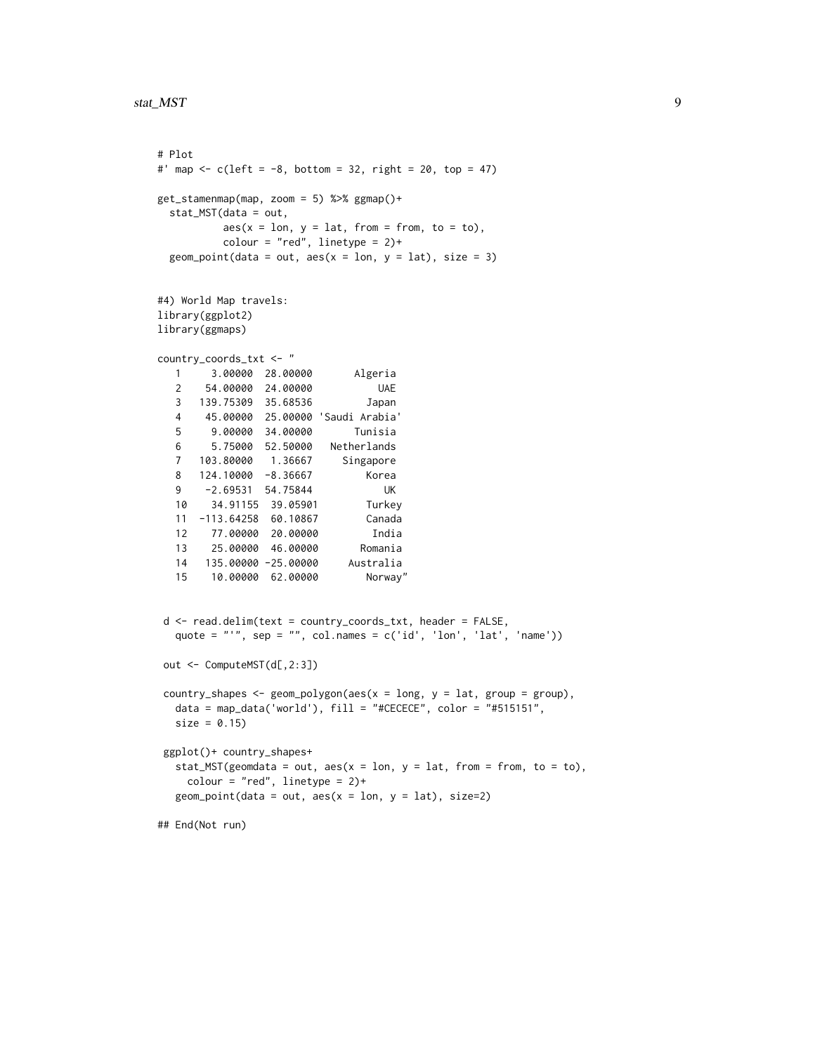```
# Plot
#' map <- c(left = -8, bottom = 32, right = 20, top = 47)

get_stamenmap(map, zoom = 5) %>% ggmap()+
  stat_MST(data = out,
           aes(x = lon, y = lat, from = from, to = to),
           colour = "red", linetype = 2)+
  geom_point(data = out, aes(x = lon, y = lat), size = 3)


#4) World Map travels:
library(ggplot2)
library(ggmaps)

country_coords_txt <- "
   1     3.00000  28.00000       Algeria
   2    54.00000  24.00000           UAE
   3   139.75309  35.68536         Japan
   4    45.00000  25.00000 'Saudi Arabia'
   5     9.00000  34.00000       Tunisia
   6     5.75000  52.50000   Netherlands
   7   103.80000   1.36667     Singapore
   8   124.10000  -8.36667         Korea
   9    -2.69531  54.75844            UK
   10    34.91155  39.05901        Turkey
   11  -113.64258  60.10867        Canada
   12    77.00000  20.00000         India
   13    25.00000  46.00000       Romania
   14   135.00000 -25.00000     Australia
   15    10.00000  62.00000        Norway"


 d <- read.delim(text = country_coords_txt, header = FALSE,
   quote = "'", sep = "", col.names = c('id', 'lon', 'lat', 'name'))

 out <- ComputeMST(d[,2:3])

 country_shapes <- geom_polygon(aes(x = long, y = lat, group = group),
   data = map_data('world'), fill = "#CECECE", color = "#515151",
   size = 0.15)

 ggplot()+ country_shapes+
   stat_MST(geomdata = out, aes(x = lon, y = lat, from = from, to = to),
     colour = "red", linetype = 2)+
   geom_point(data = out, aes(x = lon, y = lat), size=2)

## End(Not run)
```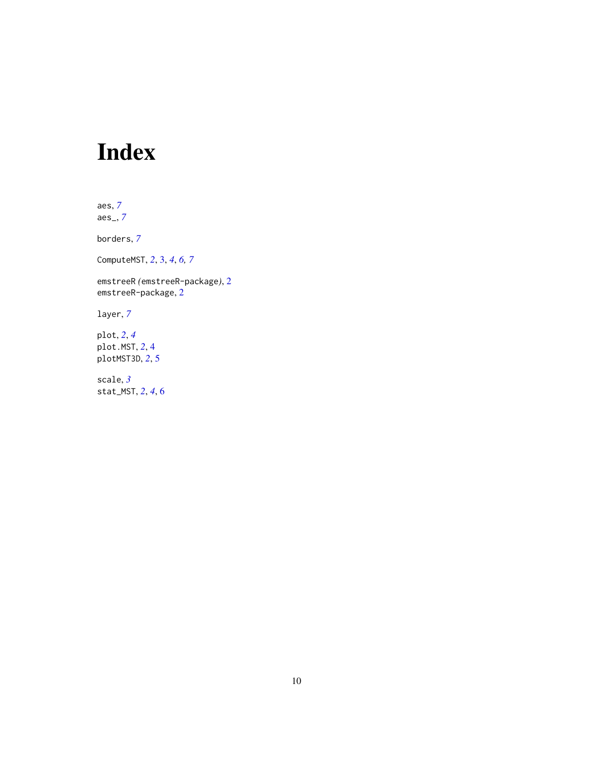# Index

aes, *7*
aes_, *7*

borders, *7*

ComputeMST, *2*, 3, *4*, *6, 7*

emstreeR (emstreeR-package), 2
emstreeR-package, 2

layer, *7*

plot, *2*, *4*
plot.MST, *2*, 4
plotMST3D, *2*, 5

scale, *3*
stat_MST, *2*, *4*, 6